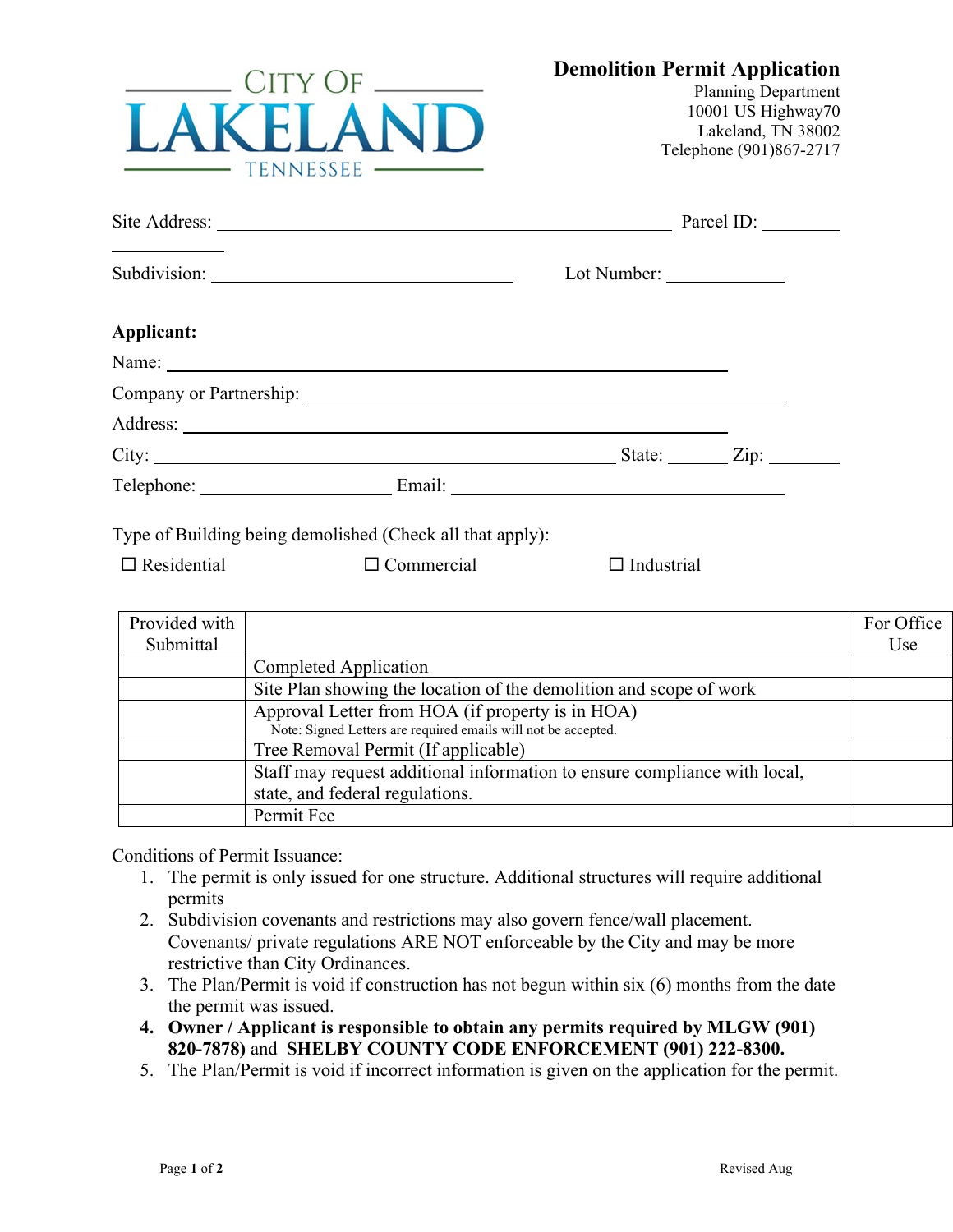City Of **LAKELAND** Tennessee

# Demolition Permit Application

Planning Department
10001 US Highway70
Lakeland, TN 38002
Telephone (901)867-2717

Site Address: ______________________________________________ Parcel ID: ____________________

Subdivision: ______________________________ Lot Number: ____________

**Applicant:**

Name: ______________________________________________________

Company or Partnership: ______________________________________________

Address: ______________________________________________________

City: ______________________________________________ State: ______ Zip: ________

Telephone: ____________________ Email: ________________________________

Type of Building being demolished (Check all that apply):

☐ Residential ☐ Commercial ☐ Industrial

| Provided with Submittal | | For Office Use |
|---|---|---|
| | Completed Application | |
| | Site Plan showing the location of the demolition and scope of work | |
| | Approval Letter from HOA (if property is in HOA)<br>Note: Signed Letters are required emails will not be accepted. | |
| | Tree Removal Permit (If applicable) | |
| | Staff may request additional information to ensure compliance with local, state, and federal regulations. | |
| | Permit Fee | |

Conditions of Permit Issuance:

1. The permit is only issued for one structure. Additional structures will require additional permits
2. Subdivision covenants and restrictions may also govern fence/wall placement. Covenants/ private regulations ARE NOT enforceable by the City and may be more restrictive than City Ordinances.
3. The Plan/Permit is void if construction has not begun within six (6) months from the date the permit was issued.
4. **Owner / Applicant is responsible to obtain any permits required by MLGW (901) 820-7878)** and **SHELBY COUNTY CODE ENFORCEMENT (901) 222-8300.**
5. The Plan/Permit is void if incorrect information is given on the application for the permit.

Revised Aug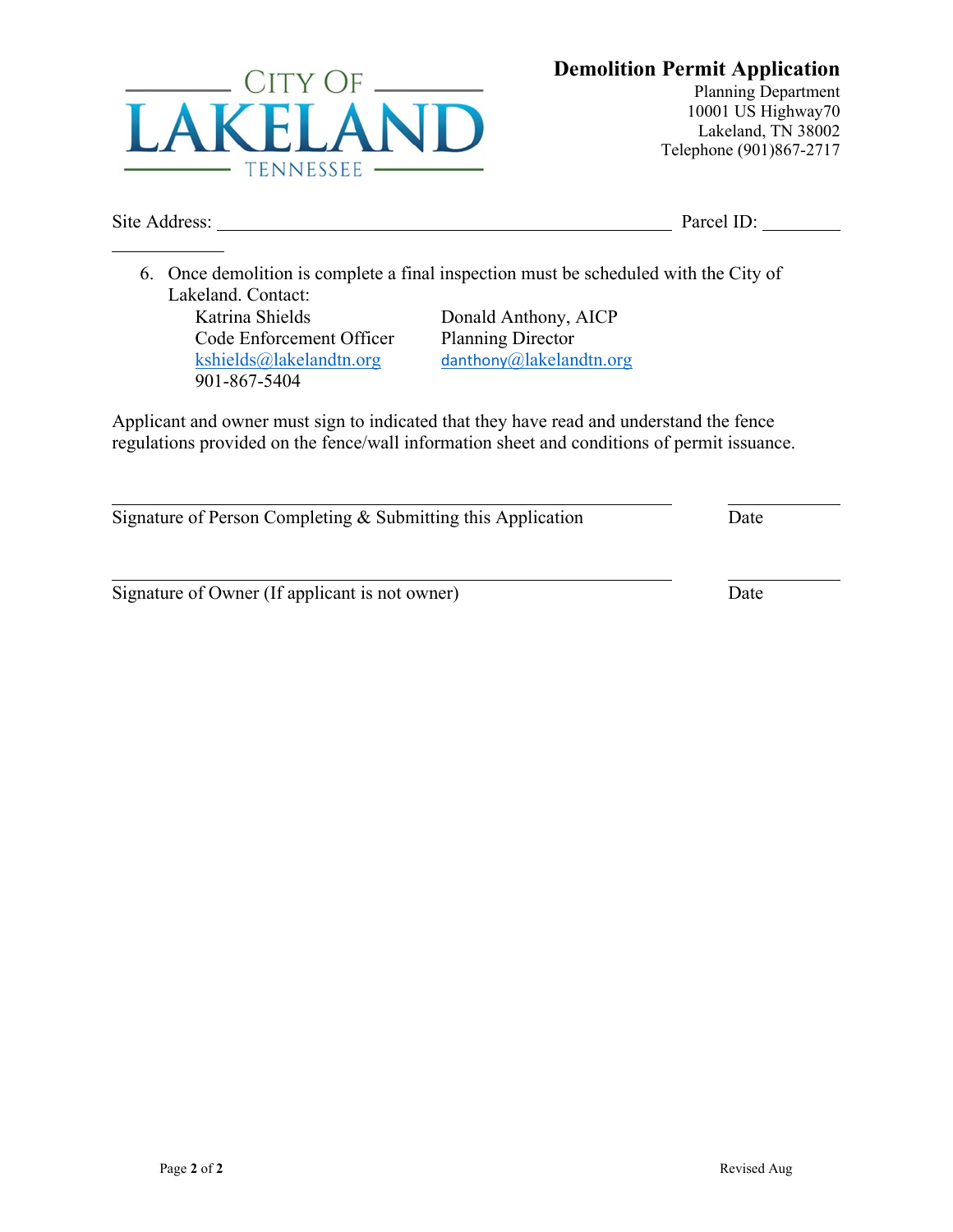**Demolition Permit Application**
Planning Department
10001 US Highway70
Lakeland, TN 38002
Telephone (901)867-2717

Site Address: ______________________________ Parcel ID: __________

__________

6. Once demolition is complete a final inspection must be scheduled with the City of Lakeland. Contact:

   Katrina Shields
   Code Enforcement Officer
   kshields@lakelandtn.org
   901-867-5404

   Donald Anthony, AICP
   Planning Director
   danthony@lakelandtn.org

Applicant and owner must sign to indicated that they have read and understand the fence regulations provided on the fence/wall information sheet and conditions of permit issuance.

______________________________________________ __________
Signature of Person Completing & Submitting this Application Date

______________________________________________ __________
Signature of Owner (If applicant is not owner) Date

Revised Aug